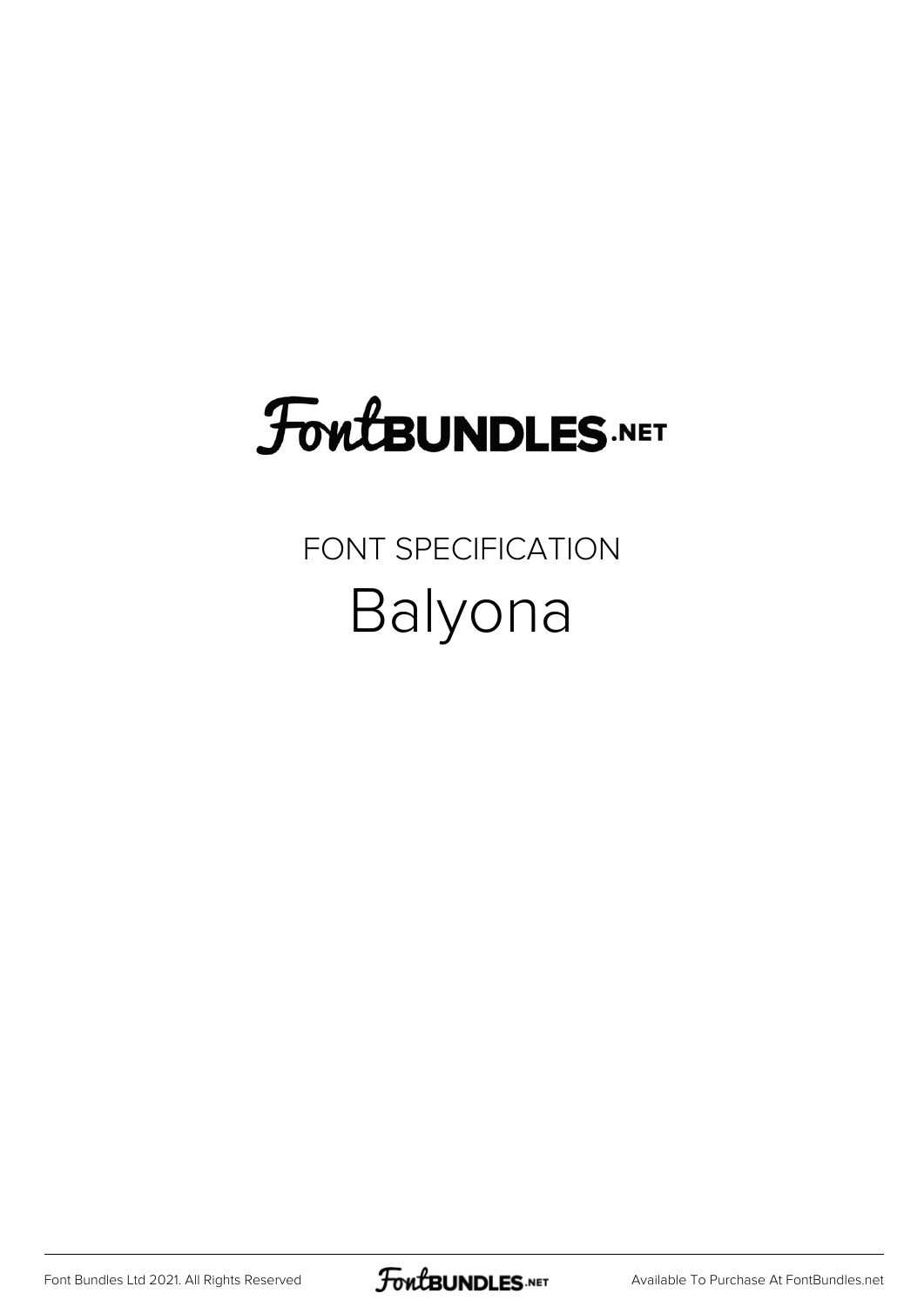# FontBUNDLES.NET

FONT SPECIFICATION

## Balyona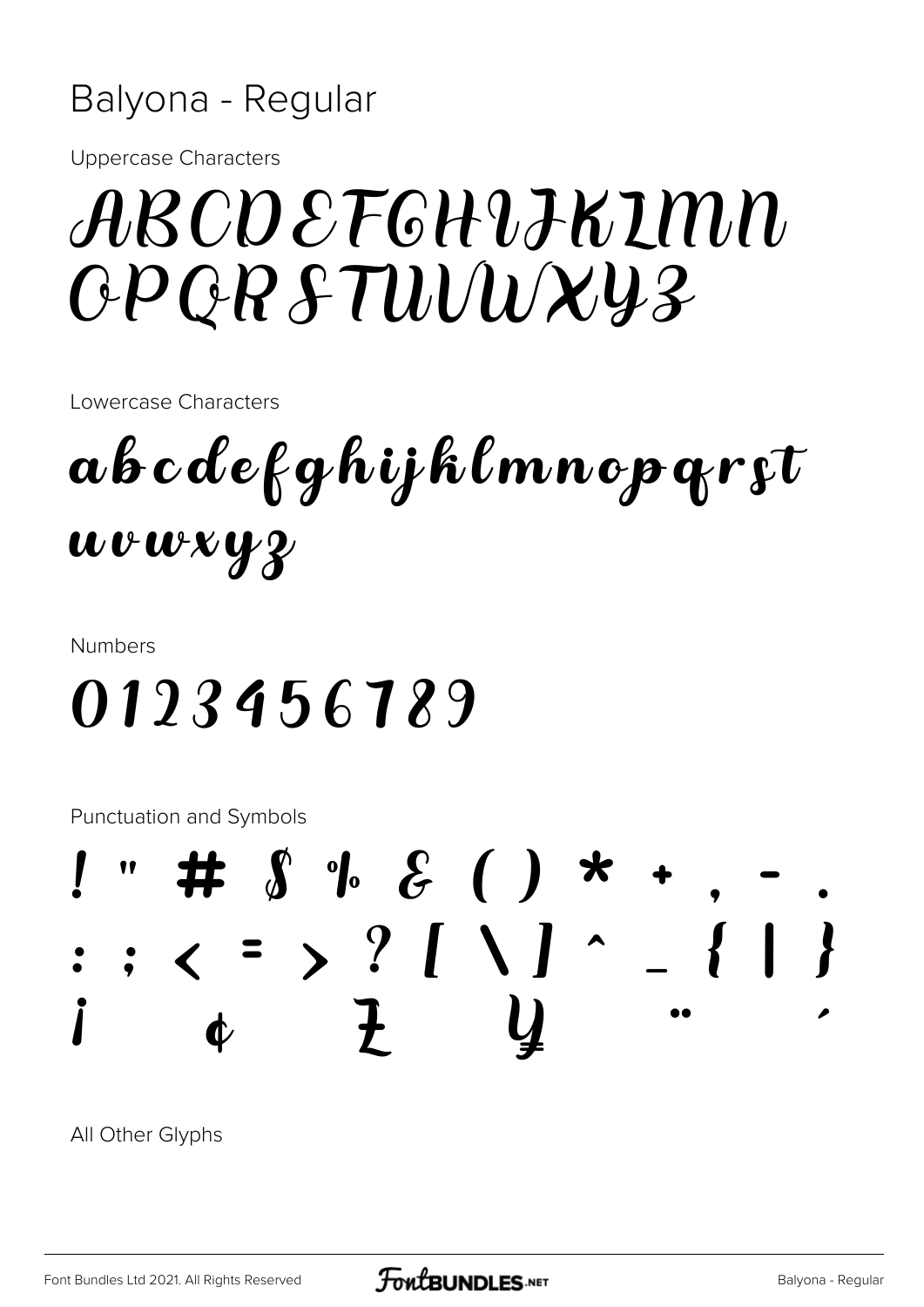# Balyona - Regular

Uppercase Characters

ABCDEFGHIJKLMN
OPQRSTUVWXYZ

Lowercase Characters

abcdefghijklmnopqrst
uvwxyz

Numbers

0123456789

Punctuation and Symbols

! " # $ % & ( ) * + , - .
: ; < = > ? [ \ ] ^ _ { | }
¡ ¢ Ƶ ¥ ¨ ´

All Other Glyphs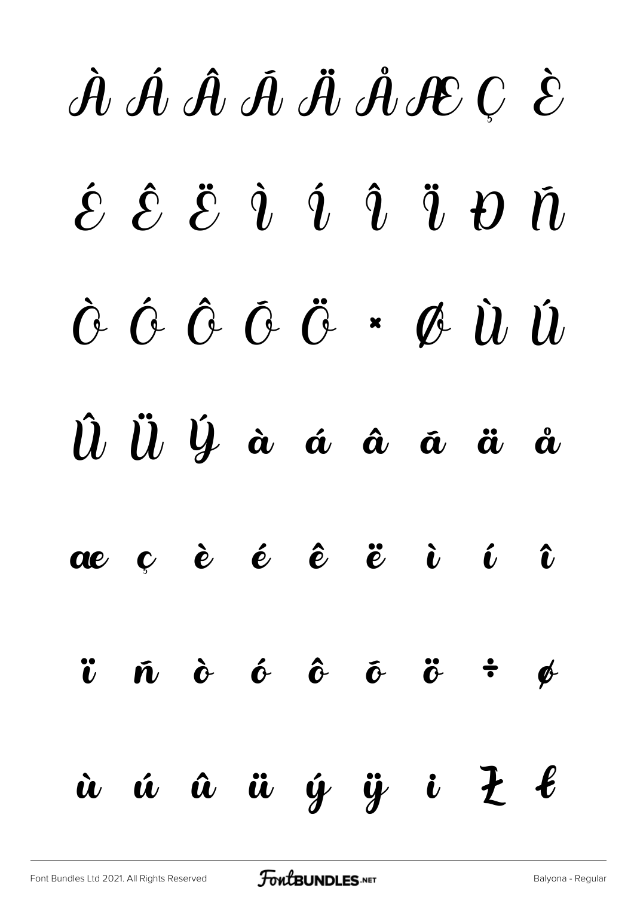À Á Â Ã Ä Å Æ Ç È

É Ê Ë Ì Í Î Ï Ð Ñ

Ò Ó Ô Õ Ö × Ø Ù Ú

Û Ü Ý à á â ã ä å

æ ç è é ê ë ì í î

ï ñ ò ó ô õ ö ÷ ø

ù ú û ü ý ÿ ı Ƶ Ł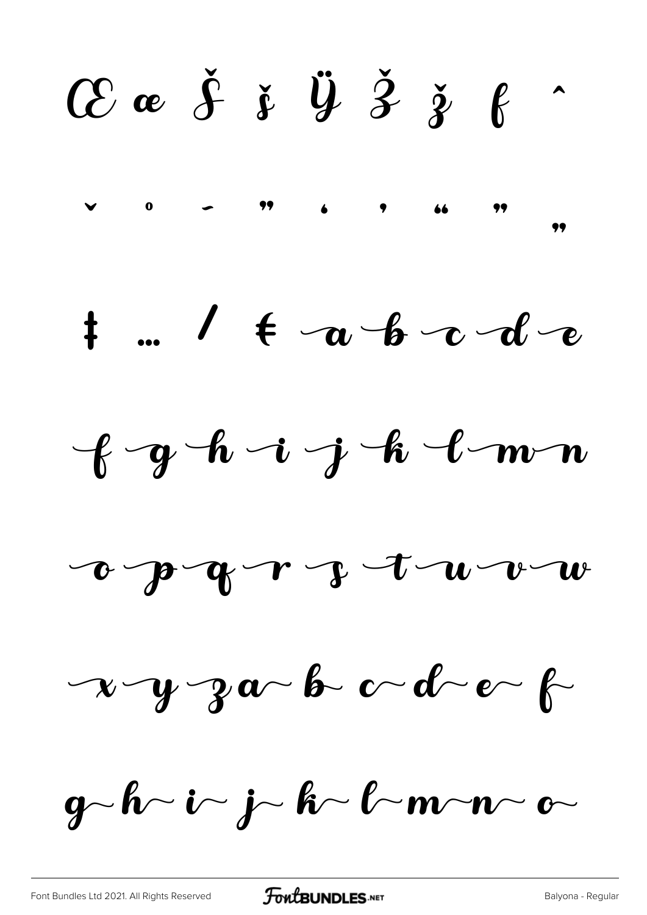Œ œ Š š Ÿ Ž ž ƒ ˆ

ˇ ˚ ˜ ” ‘ ’ “ ” „

‡ … ⁄ € a b c d e

f g h i j k l m n

o p q r s t u v w

x y z a b c d e f

g h i j k l m n o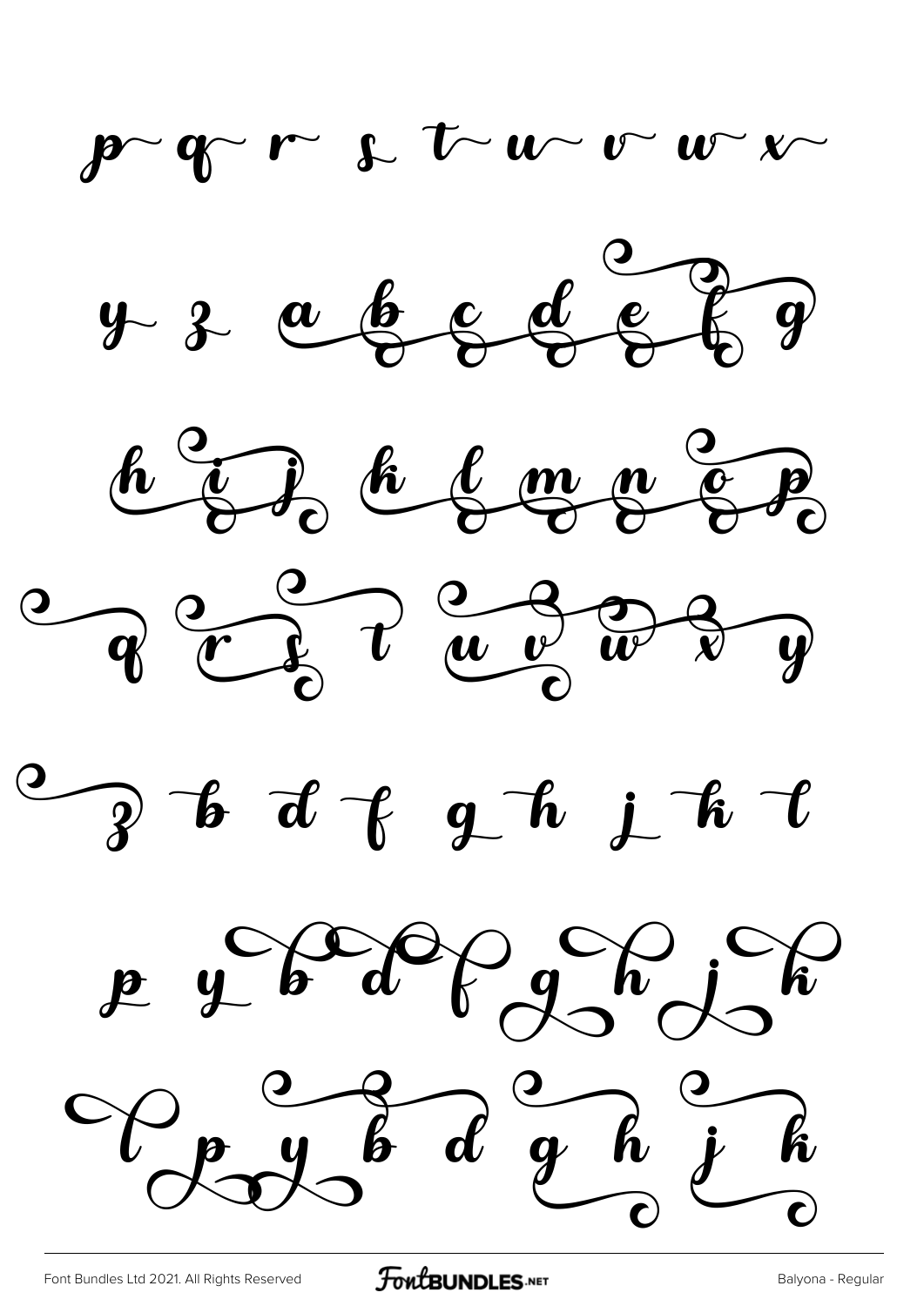p q r s t u v w x

y z a b c d e f g

h i j k l m n o p

q r s t u v w x y

z b d f g h j k l

p y b d f g h j k

l p y b d g h j k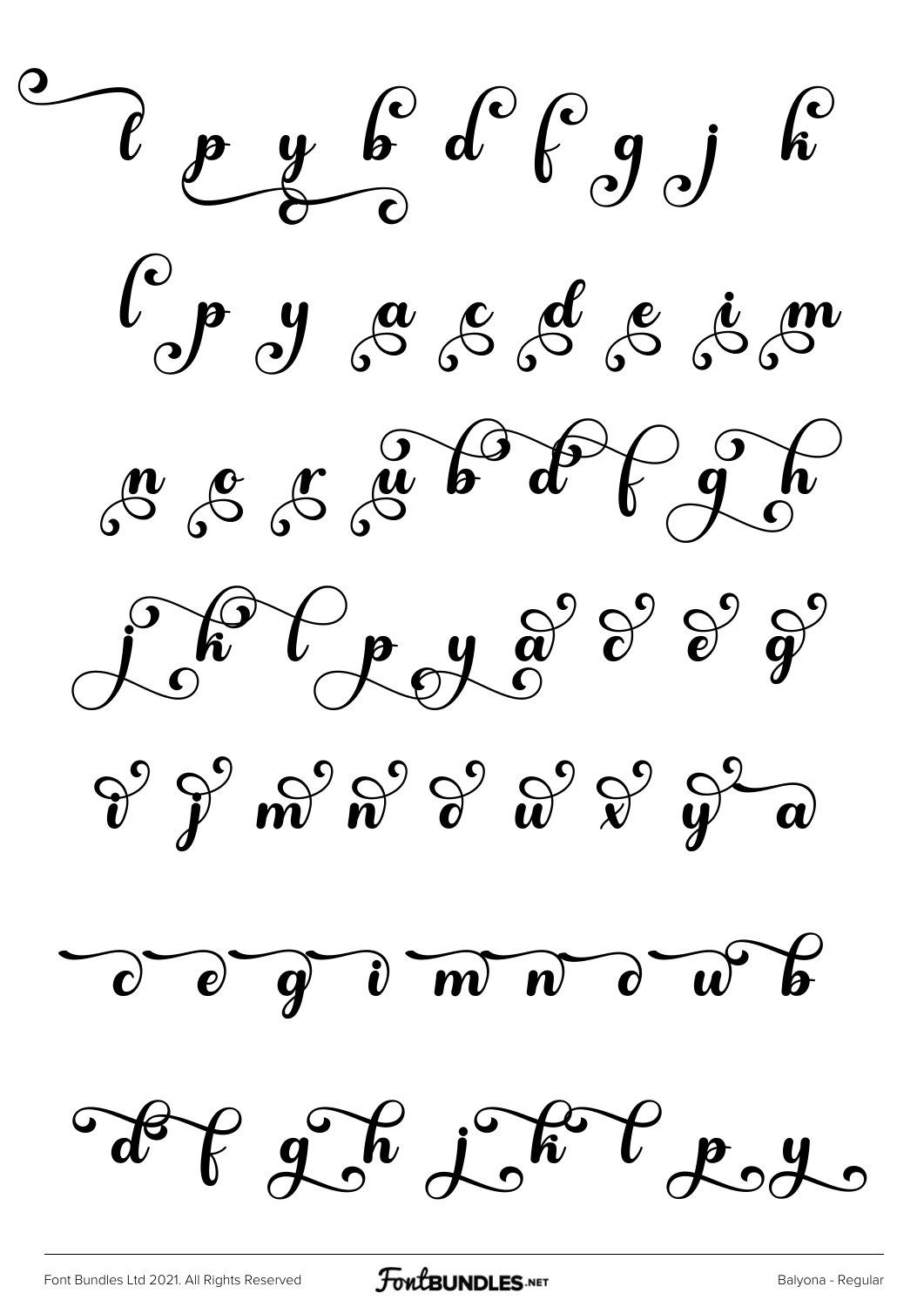l p y b d f g j k

l p y a c d e i m

n o r u b d f g h

j k l p y a c e g

i j m n o u x y a

c e g i m n o u b

d f g h j k l p y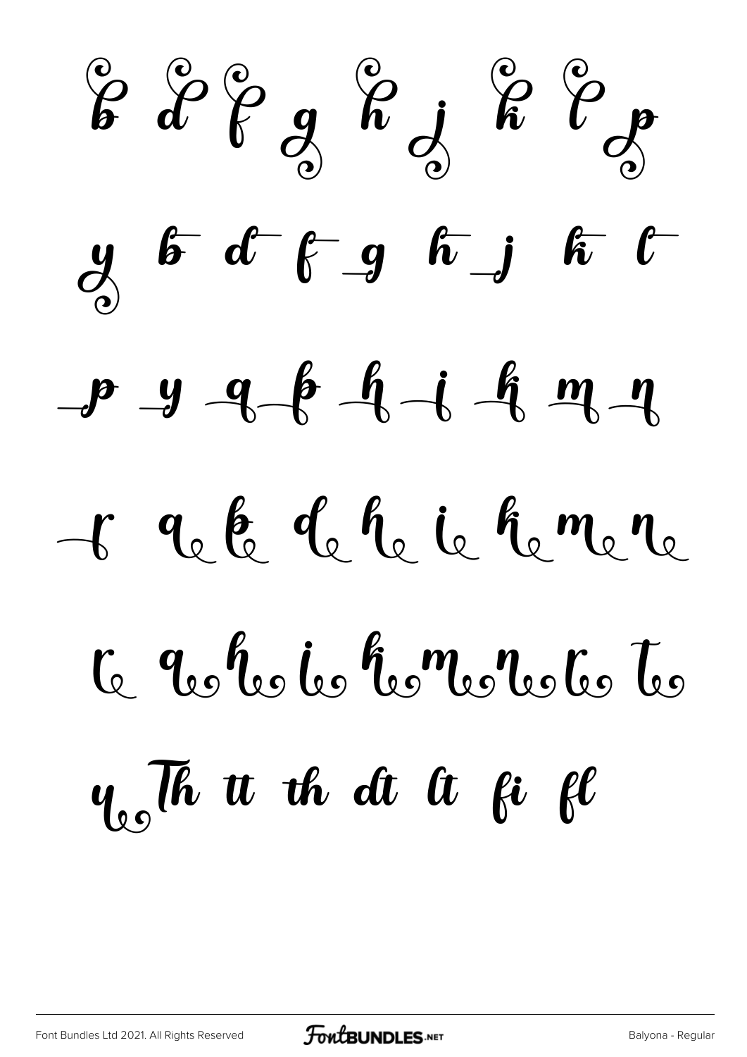b d f g h j k l p

y b d f g h j k l

p y q f h i k m n

r q k d h i h m n

r q h i k m n r t

y Th tt th dt lt fi fl